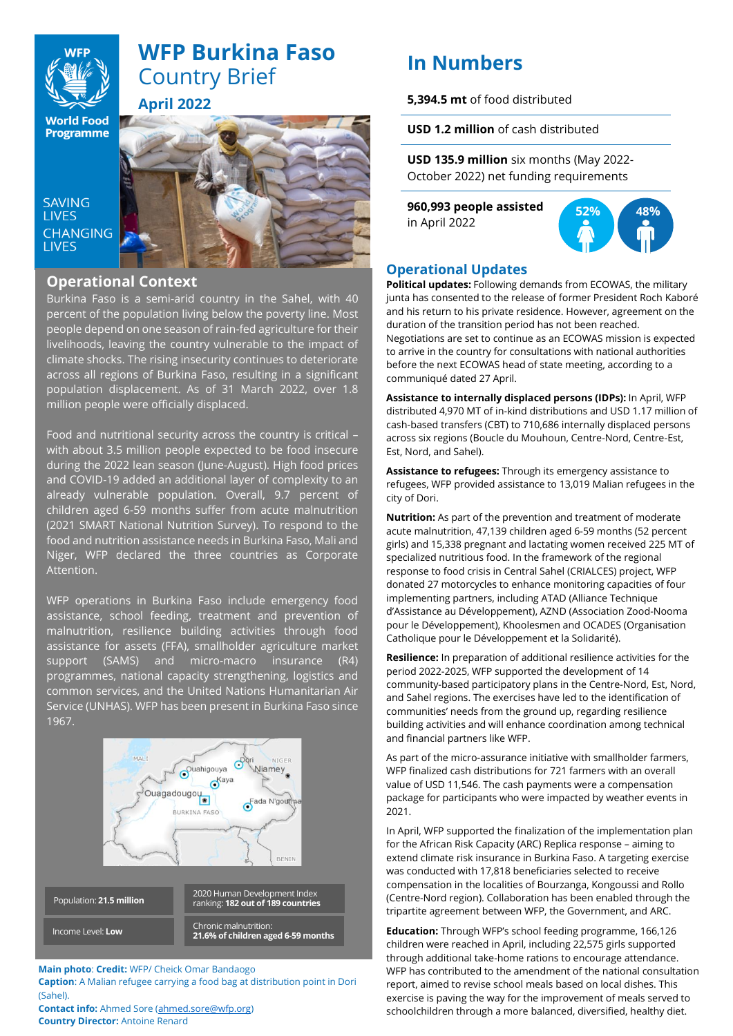# WFP Burkina Faso Country Brief

## April 2022

SAVING LIVES CHANGING LIVES

## Operational Context

Burkina Faso is a semi-arid country in the Sahel, with 40 percent of the population living below the poverty line. Most people depend on one season of rain-fed agriculture for their livelihoods, leaving the country vulnerable to the impact of climate shocks. The rising insecurity continues to deteriorate across all regions of Burkina Faso, resulting in a significant population displacement. As of 31 March 2022, over 1.8 million people were officially displaced.

Food and nutritional security across the country is critical – with about 3.5 million people expected to be food insecure during the 2022 lean season (June-August). High food prices and COVID-19 added an additional layer of complexity to an already vulnerable population. Overall, 9.7 percent of children aged 6-59 months suffer from acute malnutrition (2021 SMART National Nutrition Survey). To respond to the food and nutrition assistance needs in Burkina Faso, Mali and Niger, WFP declared the three countries as Corporate Attention.

WFP operations in Burkina Faso include emergency food assistance, school feeding, treatment and prevention of malnutrition, resilience building activities through food assistance for assets (FFA), smallholder agriculture market support (SAMS) and micro-macro insurance (R4) programmes, national capacity strengthening, logistics and common services, and the United Nations Humanitarian Air Service (UNHAS). WFP has been present in Burkina Faso since 1967.

| | |
|---|---|
| Population: **21.5 million** | 2020 Human Development Index ranking: **182 out of 189 countries** |
| Income Level: **Low** | Chronic malnutrition: **21.6% of children aged 6-59 months** |

**Main photo**: **Credit:** WFP/ Cheick Omar Bandaogo
**Caption**: A Malian refugee carrying a food bag at distribution point in Dori (Sahel).
**Contact info:** Ahmed Sore (ahmed.sore@wfp.org)
**Country Director:** Antoine Renard

## In Numbers

**5,394.5 mt** of food distributed

**USD 1.2 million** of cash distributed

**USD 135.9 million** six months (May 2022-October 2022) net funding requirements

**960,993 people assisted** in April 2022

52% | 48%

## Operational Updates

**Political updates:** Following demands from ECOWAS, the military junta has consented to the release of former President Roch Kaboré and his return to his private residence. However, agreement on the duration of the transition period has not been reached. Negotiations are set to continue as an ECOWAS mission is expected to arrive in the country for consultations with national authorities before the next ECOWAS head of state meeting, according to a communiqué dated 27 April.

**Assistance to internally displaced persons (IDPs):** In April, WFP distributed 4,970 MT of in-kind distributions and USD 1.17 million of cash-based transfers (CBT) to 710,686 internally displaced persons across six regions (Boucle du Mouhoun, Centre-Nord, Centre-Est, Est, Nord, and Sahel).

**Assistance to refugees:** Through its emergency assistance to refugees, WFP provided assistance to 13,019 Malian refugees in the city of Dori.

**Nutrition:** As part of the prevention and treatment of moderate acute malnutrition, 47,139 children aged 6-59 months (52 percent girls) and 15,338 pregnant and lactating women received 225 MT of specialized nutritious food. In the framework of the regional response to food crisis in Central Sahel (CRIALCES) project, WFP donated 27 motorcycles to enhance monitoring capacities of four implementing partners, including ATAD (Alliance Technique d'Assistance au Développement), AZND (Association Zood-Nooma pour le Développement), Khoolesmen and OCADES (Organisation Catholique pour le Développement et la Solidarité).

**Resilience:** In preparation of additional resilience activities for the period 2022-2025, WFP supported the development of 14 community-based participatory plans in the Centre-Nord, Est, Nord, and Sahel regions. The exercises have led to the identification of communities' needs from the ground up, regarding resilience building activities and will enhance coordination among technical and financial partners like WFP.

As part of the micro-assurance initiative with smallholder farmers, WFP finalized cash distributions for 721 farmers with an overall value of USD 11,546. The cash payments were a compensation package for participants who were impacted by weather events in 2021.

In April, WFP supported the finalization of the implementation plan for the African Risk Capacity (ARC) Replica response – aiming to extend climate risk insurance in Burkina Faso. A targeting exercise was conducted with 17,818 beneficiaries selected to receive compensation in the localities of Bourzanga, Kongoussi and Rollo (Centre-Nord region). Collaboration has been enabled through the tripartite agreement between WFP, the Government, and ARC.

**Education:** Through WFP's school feeding programme, 166,126 children were reached in April, including 22,575 girls supported through additional take-home rations to encourage attendance. WFP has contributed to the amendment of the national consultation report, aimed to revise school meals based on local dishes. This exercise is paving the way for the improvement of meals served to schoolchildren through a more balanced, diversified, healthy diet.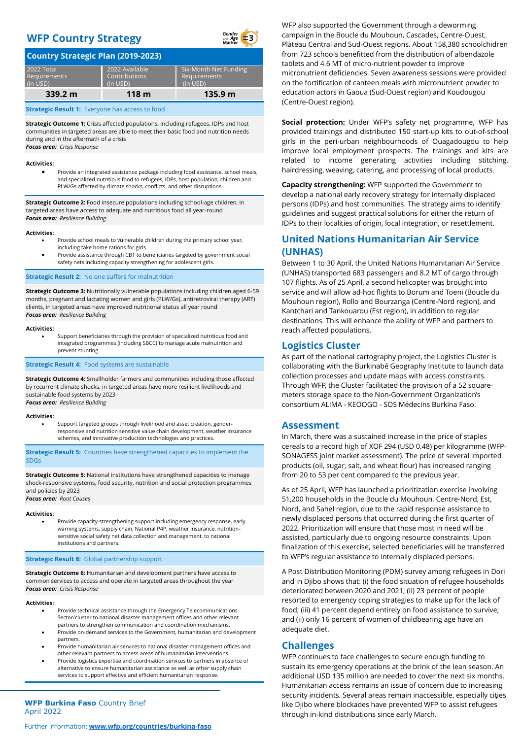## WFP Country Strategy

Gender and Age Marker =3

### Country Strategic Plan (2019-2023)

| 2022 Total Requirements (in USD) | 2022 Available Contributions (in USD) | Six-Month Net Funding Requirements (in USD) |
|---|---|---|
| 339.2 m | 118 m | 135.9 m |

**Strategic Result 1:** Everyone has access to food

**Strategic Outcome 1:** Crisis affected populations, including refugees, IDPs and host communities in targeted areas are able to meet their basic food and nutrition needs during and in the aftermath of a crisis
***Focus area:*** *Crisis Response*

**Activities:**

- Provide an integrated assistance package including food assistance, school meals, and specialized nutritious food to refugees, IDPs, host population, children and PLW/Gs affected by climate shocks, conflicts, and other disruptions.

**Strategic Outcome 2:** Food insecure populations including school-age children, in targeted areas have access to adequate and nutritious food all year-round
***Focus area:*** *Resilience Building*

**Activities:**

- Provide school meals to vulnerable children during the primary school year, including take home rations for girls.
- Provide assistance through CBT to beneficiaries targeted by government social safety nets including capacity strengthening for adolescent girls.

**Strategic Result 2:** No one suffers for malnutrition

**Strategic Outcome 3:** Nutritionally vulnerable populations including children aged 6-59 months, pregnant and lactating women and girls (PLW/Gs), antiretroviral therapy (ART) clients, in targeted areas have improved nutritional status all year round
***Focus area:*** *Resilience Building*

**Activities:**

- Support beneficiaries through the provision of specialized nutritious food and integrated programmes (including SBCC) to manage acute malnutrition and prevent stunting.

**Strategic Result 4:** Food systems are sustainable

**Strategic Outcome 4:** Smallholder farmers and communities including those affected by recurrent climate shocks, in targeted areas have more resilient livelihoods and sustainable food systems by 2023
***Focus area:*** *Resilience Building*

**Activities:**

- Support targeted groups through livelihood and asset creation, gender-responsive and nutrition sensitive value chain development, weather insurance schemes, and innovative production technologies and practices.

**Strategic Result 5:** Countries have strengthened capacities to implement the SDGs

**Strategic Outcome 5:** National institutions have strengthened capacities to manage shock-responsive systems, food security, nutrition and social protection programmes and policies by 2023
***Focus area:*** *Root Causes*

**Activities:**

- Provide capacity-strengthening support including emergency response, early warning systems, supply chain, National P4P, weather insurance, nutrition-sensitive social safety net data collection and management, to national institutions and partners.

**Strategic Result 8:** Global partnership support

**Strategic Outcome 6:** Humanitarian and development partners have access to common services to access and operate in targeted areas throughout the year
***Focus area:*** *Crisis Response*

**Activities:**

- Provide technical assistance through the Emergency Telecommunications Sector/cluster to national disaster management offices and other relevant partners to strengthen communication and coordination mechanisms.
- Provide on-demand services to the Government, humanitarian and development partners.
- Provide humanitarian air services to national disaster management offices and other relevant partners to access areas of humanitarian interventions.
- Provide logistics expertise and coordination services to partners in absence of alternative to ensure humanitarian assistance as well as other supply chain services to support effective and efficient humanitarian response.

WFP also supported the Government through a deworming campaign in the Boucle du Mouhoun, Cascades, Centre-Ouest, Plateau Central and Sud-Ouest regions. About 158,380 schoolchildren from 723 schools benefitted from the distribution of albendazole tablets and 4.6 MT of micro-nutrient powder to improve micronutrient deficiencies. Seven awareness sessions were provided on the fortification of canteen meals with micronutrient powder to education actors in Gaoua (Sud-Ouest region) and Koudougou (Centre-Ouest region).

**Social protection:** Under WFP's safety net programme, WFP has provided trainings and distributed 150 start-up kits to out-of-school girls in the peri-urban neighbourhoods of Ouagadougou to help improve local employment prospects. The trainings and kits are related to income generating activities including stitching, hairdressing, weaving, catering, and processing of local products.

**Capacity strengthening:** WFP supported the Government to develop a national early recovery strategy for internally displaced persons (IDPs) and host communities. The strategy aims to identify guidelines and suggest practical solutions for either the return of IDPs to their localities of origin, local integration, or resettlement.

## United Nations Humanitarian Air Service (UNHAS)

Between 1 to 30 April, the United Nations Humanitarian Air Service (UNHAS) transported 683 passengers and 8.2 MT of cargo through 107 flights. As of 25 April, a second helicopter was brought into service and will allow ad-hoc flights to Borum and Toeni (Boucle du Mouhoun region), Rollo and Bourzanga (Centre-Nord region), and Kantchari and Tankouarou (Est region), in addition to regular destinations. This will enhance the ability of WFP and partners to reach affected populations.

## Logistics Cluster

As part of the national cartography project, the Logistics Cluster is collaborating with the Burkinabé Geography Institute to launch data collection processes and update maps with access constraints. Through WFP, the Cluster facilitated the provision of a 52 square-meters storage space to the Non-Government Organization's consortium ALIMA - KEOOGO - SOS Médecins Burkina Faso.

## Assessment

In March, there was a sustained increase in the price of staples cereals to a record high of XOF 294 (USD 0.48) per kilogramme (WFP-SONAGESS joint market assessment). The price of several imported products (oil, sugar, salt, and wheat flour) has increased ranging from 20 to 53 per cent compared to the previous year.

As of 25 April, WFP has launched a prioritization exercise involving 51,200 households in the Boucle du Mouhoun, Centre-Nord, Est, Nord, and Sahel region, due to the rapid response assistance to newly displaced persons that occurred during the first quarter of 2022. Prioritization will ensure that those most in need will be assisted, particularly due to ongoing resource constraints. Upon finalization of this exercise, selected beneficiaries will be transferred to WFP's regular assistance to internally displaced persons.

A Post Distribution Monitoring (PDM) survey among refugees in Dori and in Djibo shows that: (i) the food situation of refugee households deteriorated between 2020 and 2021; (ii) 23 percent of people resorted to emergency coping strategies to make up for the lack of food; (iii) 41 percent depend entirely on food assistance to survive; and (ii) only 16 percent of women of childbearing age have an adequate diet.

## Challenges

WFP continues to face challenges to secure enough funding to sustain its emergency operations at the brink of the lean season. An additional USD 135 million are needed to cover the next six months. Humanitarian access remains an issue of concern due to increasing security incidents. Several areas remain inaccessible, especially cities like Djibo where blockades have prevented WFP to assist refugees through in-kind distributions since early March.

**WFP Burkina Faso** Country Brief
April 2022

Further information: **www.wfp.org/countries/burkina-faso**